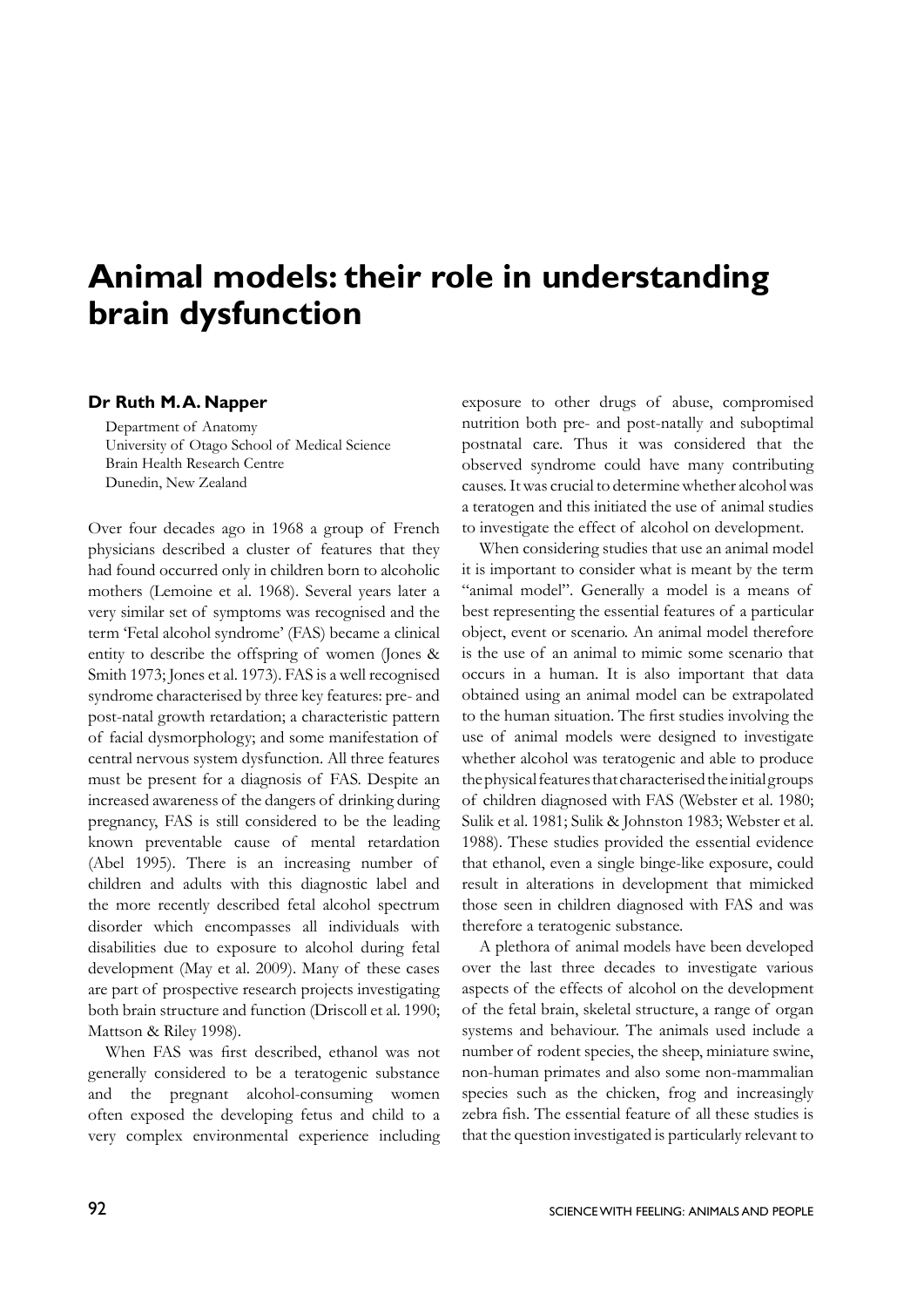# Animal models: their role in understanding brain dysfunction

**Dr Ruth M. A. Napper**

Department of Anatomy
University of Otago School of Medical Science
Brain Health Research Centre
Dunedin, New Zealand

Over four decades ago in 1968 a group of French physicians described a cluster of features that they had found occurred only in children born to alcoholic mothers (Lemoine et al. 1968). Several years later a very similar set of symptoms was recognised and the term 'Fetal alcohol syndrome' (FAS) became a clinical entity to describe the offspring of women (Jones & Smith 1973; Jones et al. 1973). FAS is a well recognised syndrome characterised by three key features: pre- and post-natal growth retardation; a characteristic pattern of facial dysmorphology; and some manifestation of central nervous system dysfunction. All three features must be present for a diagnosis of FAS. Despite an increased awareness of the dangers of drinking during pregnancy, FAS is still considered to be the leading known preventable cause of mental retardation (Abel 1995). There is an increasing number of children and adults with this diagnostic label and the more recently described fetal alcohol spectrum disorder which encompasses all individuals with disabilities due to exposure to alcohol during fetal development (May et al. 2009). Many of these cases are part of prospective research projects investigating both brain structure and function (Driscoll et al. 1990; Mattson & Riley 1998).

When FAS was first described, ethanol was not generally considered to be a teratogenic substance and the pregnant alcohol-consuming women often exposed the developing fetus and child to a very complex environmental experience including exposure to other drugs of abuse, compromised nutrition both pre- and post-natally and suboptimal postnatal care. Thus it was considered that the observed syndrome could have many contributing causes. It was crucial to determine whether alcohol was a teratogen and this initiated the use of animal studies to investigate the effect of alcohol on development.

When considering studies that use an animal model it is important to consider what is meant by the term "animal model". Generally a model is a means of best representing the essential features of a particular object, event or scenario. An animal model therefore is the use of an animal to mimic some scenario that occurs in a human. It is also important that data obtained using an animal model can be extrapolated to the human situation. The first studies involving the use of animal models were designed to investigate whether alcohol was teratogenic and able to produce the physical features that characterised the initial groups of children diagnosed with FAS (Webster et al. 1980; Sulik et al. 1981; Sulik & Johnston 1983; Webster et al. 1988). These studies provided the essential evidence that ethanol, even a single binge-like exposure, could result in alterations in development that mimicked those seen in children diagnosed with FAS and was therefore a teratogenic substance.

A plethora of animal models have been developed over the last three decades to investigate various aspects of the effects of alcohol on the development of the fetal brain, skeletal structure, a range of organ systems and behaviour. The animals used include a number of rodent species, the sheep, miniature swine, non-human primates and also some non-mammalian species such as the chicken, frog and increasingly zebra fish. The essential feature of all these studies is that the question investigated is particularly relevant to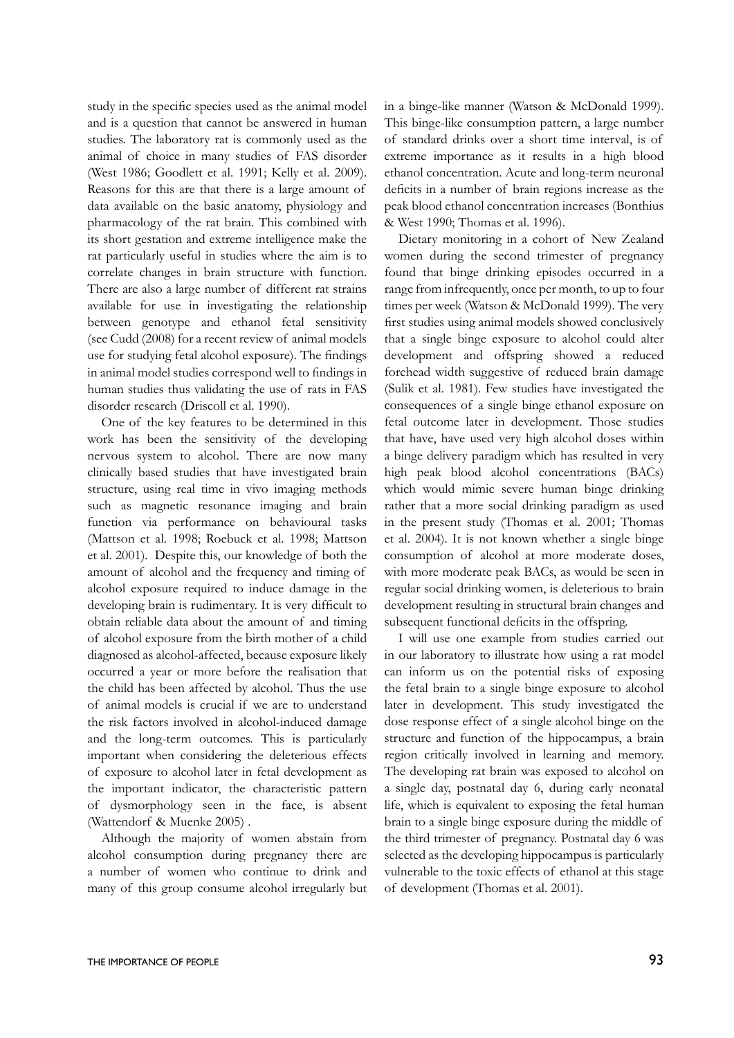study in the specific species used as the animal model and is a question that cannot be answered in human studies. The laboratory rat is commonly used as the animal of choice in many studies of FAS disorder (West 1986; Goodlett et al. 1991; Kelly et al. 2009). Reasons for this are that there is a large amount of data available on the basic anatomy, physiology and pharmacology of the rat brain. This combined with its short gestation and extreme intelligence make the rat particularly useful in studies where the aim is to correlate changes in brain structure with function. There are also a large number of different rat strains available for use in investigating the relationship between genotype and ethanol fetal sensitivity (see Cudd (2008) for a recent review of animal models use for studying fetal alcohol exposure). The findings in animal model studies correspond well to findings in human studies thus validating the use of rats in FAS disorder research (Driscoll et al. 1990).

One of the key features to be determined in this work has been the sensitivity of the developing nervous system to alcohol. There are now many clinically based studies that have investigated brain structure, using real time in vivo imaging methods such as magnetic resonance imaging and brain function via performance on behavioural tasks (Mattson et al. 1998; Roebuck et al. 1998; Mattson et al. 2001). Despite this, our knowledge of both the amount of alcohol and the frequency and timing of alcohol exposure required to induce damage in the developing brain is rudimentary. It is very difficult to obtain reliable data about the amount of and timing of alcohol exposure from the birth mother of a child diagnosed as alcohol-affected, because exposure likely occurred a year or more before the realisation that the child has been affected by alcohol. Thus the use of animal models is crucial if we are to understand the risk factors involved in alcohol-induced damage and the long-term outcomes. This is particularly important when considering the deleterious effects of exposure to alcohol later in fetal development as the important indicator, the characteristic pattern of dysmorphology seen in the face, is absent (Wattendorf & Muenke 2005) .

Although the majority of women abstain from alcohol consumption during pregnancy there are a number of women who continue to drink and many of this group consume alcohol irregularly but in a binge-like manner (Watson & McDonald 1999). This binge-like consumption pattern, a large number of standard drinks over a short time interval, is of extreme importance as it results in a high blood ethanol concentration. Acute and long-term neuronal deficits in a number of brain regions increase as the peak blood ethanol concentration increases (Bonthius & West 1990; Thomas et al. 1996).

Dietary monitoring in a cohort of New Zealand women during the second trimester of pregnancy found that binge drinking episodes occurred in a range from infrequently, once per month, to up to four times per week (Watson & McDonald 1999). The very first studies using animal models showed conclusively that a single binge exposure to alcohol could alter development and offspring showed a reduced forehead width suggestive of reduced brain damage (Sulik et al. 1981). Few studies have investigated the consequences of a single binge ethanol exposure on fetal outcome later in development. Those studies that have, have used very high alcohol doses within a binge delivery paradigm which has resulted in very high peak blood alcohol concentrations (BACs) which would mimic severe human binge drinking rather that a more social drinking paradigm as used in the present study (Thomas et al. 2001; Thomas et al. 2004). It is not known whether a single binge consumption of alcohol at more moderate doses, with more moderate peak BACs, as would be seen in regular social drinking women, is deleterious to brain development resulting in structural brain changes and subsequent functional deficits in the offspring.

I will use one example from studies carried out in our laboratory to illustrate how using a rat model can inform us on the potential risks of exposing the fetal brain to a single binge exposure to alcohol later in development. This study investigated the dose response effect of a single alcohol binge on the structure and function of the hippocampus, a brain region critically involved in learning and memory. The developing rat brain was exposed to alcohol on a single day, postnatal day 6, during early neonatal life, which is equivalent to exposing the fetal human brain to a single binge exposure during the middle of the third trimester of pregnancy. Postnatal day 6 was selected as the developing hippocampus is particularly vulnerable to the toxic effects of ethanol at this stage of development (Thomas et al. 2001).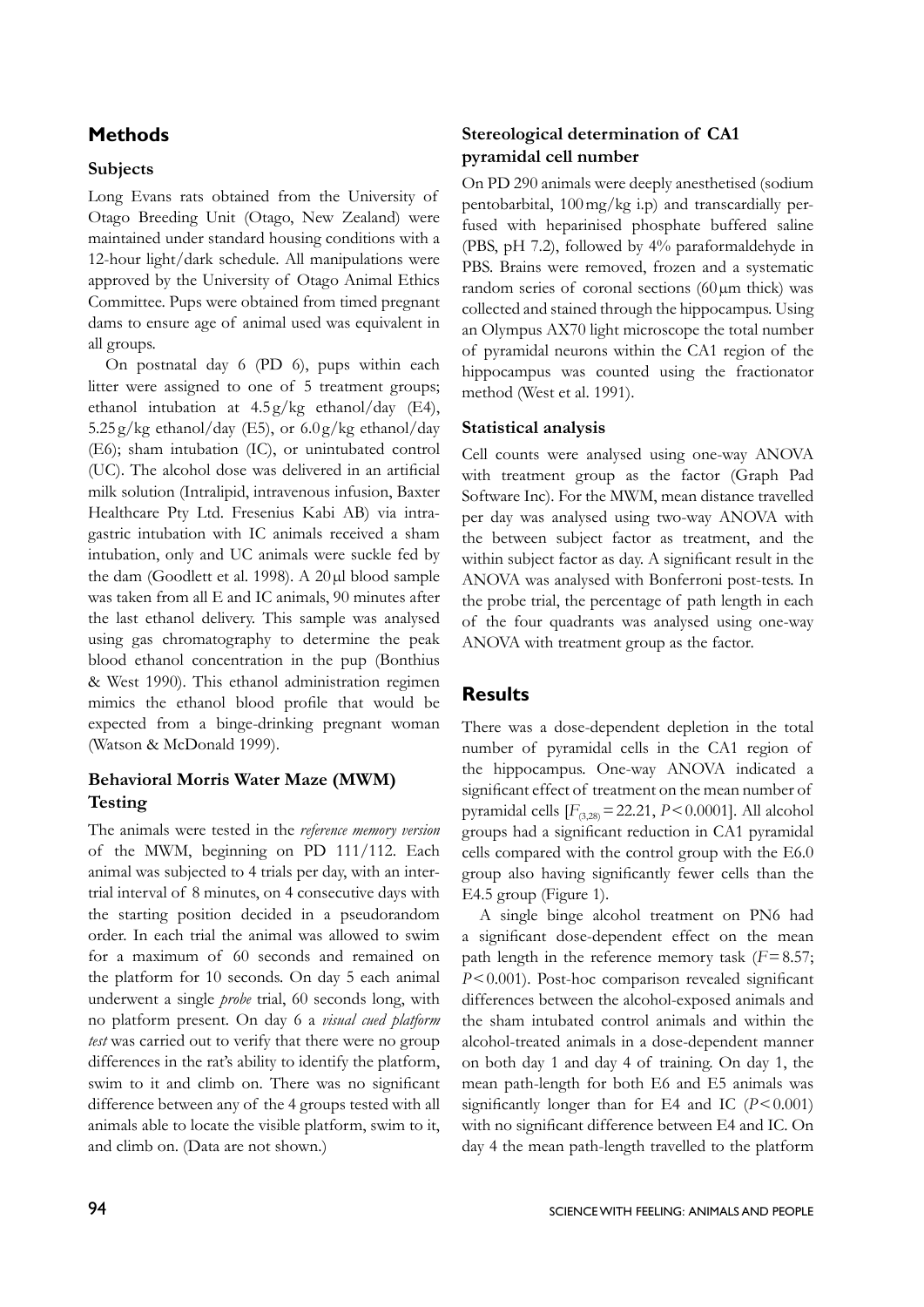## Methods

### Subjects

Long Evans rats obtained from the University of Otago Breeding Unit (Otago, New Zealand) were maintained under standard housing conditions with a 12-hour light/dark schedule. All manipulations were approved by the University of Otago Animal Ethics Committee. Pups were obtained from timed pregnant dams to ensure age of animal used was equivalent in all groups.

On postnatal day 6 (PD 6), pups within each litter were assigned to one of 5 treatment groups; ethanol intubation at 4.5 g/kg ethanol/day (E4), 5.25 g/kg ethanol/day (E5), or 6.0 g/kg ethanol/day (E6); sham intubation (IC), or unintubated control (UC). The alcohol dose was delivered in an artificial milk solution (Intralipid, intravenous infusion, Baxter Healthcare Pty Ltd. Fresenius Kabi AB) via intragastric intubation with IC animals received a sham intubation, only and UC animals were suckle fed by the dam (Goodlett et al. 1998). A 20 µl blood sample was taken from all E and IC animals, 90 minutes after the last ethanol delivery. This sample was analysed using gas chromatography to determine the peak blood ethanol concentration in the pup (Bonthius & West 1990). This ethanol administration regimen mimics the ethanol blood profile that would be expected from a binge-drinking pregnant woman (Watson & McDonald 1999).

### Behavioral Morris Water Maze (MWM) Testing

The animals were tested in the *reference memory version* of the MWM, beginning on PD 111/112. Each animal was subjected to 4 trials per day, with an inter-trial interval of 8 minutes, on 4 consecutive days with the starting position decided in a pseudorandom order. In each trial the animal was allowed to swim for a maximum of 60 seconds and remained on the platform for 10 seconds. On day 5 each animal underwent a single *probe* trial, 60 seconds long, with no platform present. On day 6 a *visual cued platform test* was carried out to verify that there were no group differences in the rat's ability to identify the platform, swim to it and climb on. There was no significant difference between any of the 4 groups tested with all animals able to locate the visible platform, swim to it, and climb on. (Data are not shown.)

### Stereological determination of CA1 pyramidal cell number

On PD 290 animals were deeply anesthetised (sodium pentobarbital, 100 mg/kg i.p) and transcardially perfused with heparinised phosphate buffered saline (PBS, pH 7.2), followed by 4% paraformaldehyde in PBS. Brains were removed, frozen and a systematic random series of coronal sections (60 µm thick) was collected and stained through the hippocampus. Using an Olympus AX70 light microscope the total number of pyramidal neurons within the CA1 region of the hippocampus was counted using the fractionator method (West et al. 1991).

### Statistical analysis

Cell counts were analysed using one-way ANOVA with treatment group as the factor (Graph Pad Software Inc). For the MWM, mean distance travelled per day was analysed using two-way ANOVA with the between subject factor as treatment, and the within subject factor as day. A significant result in the ANOVA was analysed with Bonferroni post-tests. In the probe trial, the percentage of path length in each of the four quadrants was analysed using one-way ANOVA with treatment group as the factor.

## Results

There was a dose-dependent depletion in the total number of pyramidal cells in the CA1 region of the hippocampus. One-way ANOVA indicated a significant effect of treatment on the mean number of pyramidal cells [$F_{(3,28)} = 22.21$, $P < 0.0001$]. All alcohol groups had a significant reduction in CA1 pyramidal cells compared with the control group with the E6.0 group also having significantly fewer cells than the E4.5 group (Figure 1).

A single binge alcohol treatment on PN6 had a significant dose-dependent effect on the mean path length in the reference memory task ($F = 8.57$; $P < 0.001$). Post-hoc comparison revealed significant differences between the alcohol-exposed animals and the sham intubated control animals and within the alcohol-treated animals in a dose-dependent manner on both day 1 and day 4 of training. On day 1, the mean path-length for both E6 and E5 animals was significantly longer than for E4 and IC ($P < 0.001$) with no significant difference between E4 and IC. On day 4 the mean path-length travelled to the platform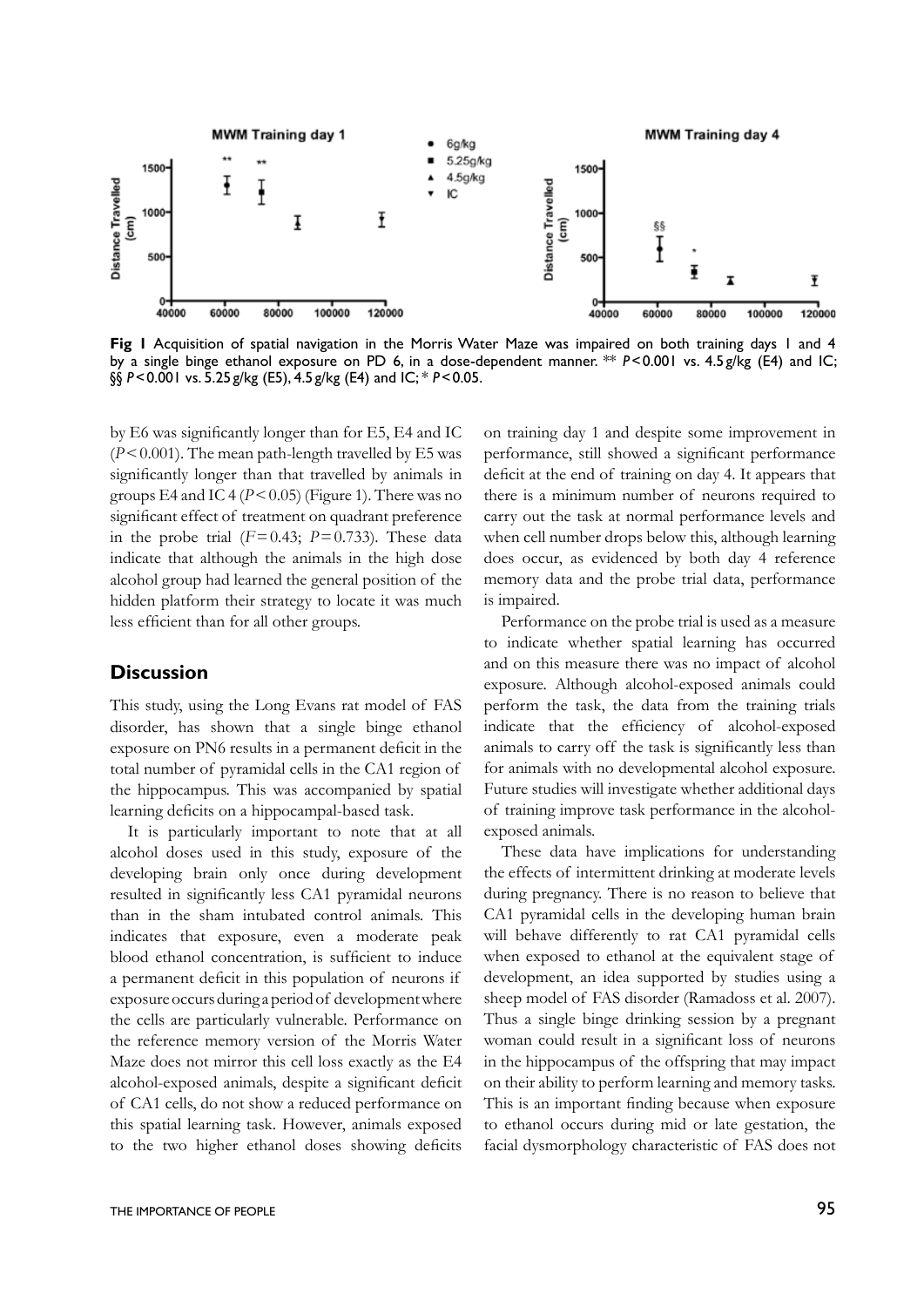Fig 1 Acquisition of spatial navigation in the Morris Water Maze was impaired on both training days 1 and 4 by a single binge ethanol exposure on PD 6, in a dose-dependent manner. ** $P<0.001$ vs. 4.5 g/kg (E4) and IC; §§ $P<0.001$ vs. 5.25 g/kg (E5), 4.5 g/kg (E4) and IC; * $P<0.05$.

by E6 was significantly longer than for E5, E4 and IC ($P<0.001$). The mean path-length travelled by E5 was significantly longer than that travelled by animals in groups E4 and IC 4 ($P<0.05$) (Figure 1). There was no significant effect of treatment on quadrant preference in the probe trial ($F=0.43$; $P=0.733$). These data indicate that although the animals in the high dose alcohol group had learned the general position of the hidden platform their strategy to locate it was much less efficient than for all other groups.

## Discussion

This study, using the Long Evans rat model of FAS disorder, has shown that a single binge ethanol exposure on PN6 results in a permanent deficit in the total number of pyramidal cells in the CA1 region of the hippocampus. This was accompanied by spatial learning deficits on a hippocampal-based task.

It is particularly important to note that at all alcohol doses used in this study, exposure of the developing brain only once during development resulted in significantly less CA1 pyramidal neurons than in the sham intubated control animals. This indicates that exposure, even a moderate peak blood ethanol concentration, is sufficient to induce a permanent deficit in this population of neurons if exposure occurs during a period of development where the cells are particularly vulnerable. Performance on the reference memory version of the Morris Water Maze does not mirror this cell loss exactly as the E4 alcohol-exposed animals, despite a significant deficit of CA1 cells, do not show a reduced performance on this spatial learning task. However, animals exposed to the two higher ethanol doses showing deficits on training day 1 and despite some improvement in performance, still showed a significant performance deficit at the end of training on day 4. It appears that there is a minimum number of neurons required to carry out the task at normal performance levels and when cell number drops below this, although learning does occur, as evidenced by both day 4 reference memory data and the probe trial data, performance is impaired.

Performance on the probe trial is used as a measure to indicate whether spatial learning has occurred and on this measure there was no impact of alcohol exposure. Although alcohol-exposed animals could perform the task, the data from the training trials indicate that the efficiency of alcohol-exposed animals to carry off the task is significantly less than for animals with no developmental alcohol exposure. Future studies will investigate whether additional days of training improve task performance in the alcohol-exposed animals.

These data have implications for understanding the effects of intermittent drinking at moderate levels during pregnancy. There is no reason to believe that CA1 pyramidal cells in the developing human brain will behave differently to rat CA1 pyramidal cells when exposed to ethanol at the equivalent stage of development, an idea supported by studies using a sheep model of FAS disorder (Ramadoss et al. 2007). Thus a single binge drinking session by a pregnant woman could result in a significant loss of neurons in the hippocampus of the offspring that may impact on their ability to perform learning and memory tasks. This is an important finding because when exposure to ethanol occurs during mid or late gestation, the facial dysmorphology characteristic of FAS does not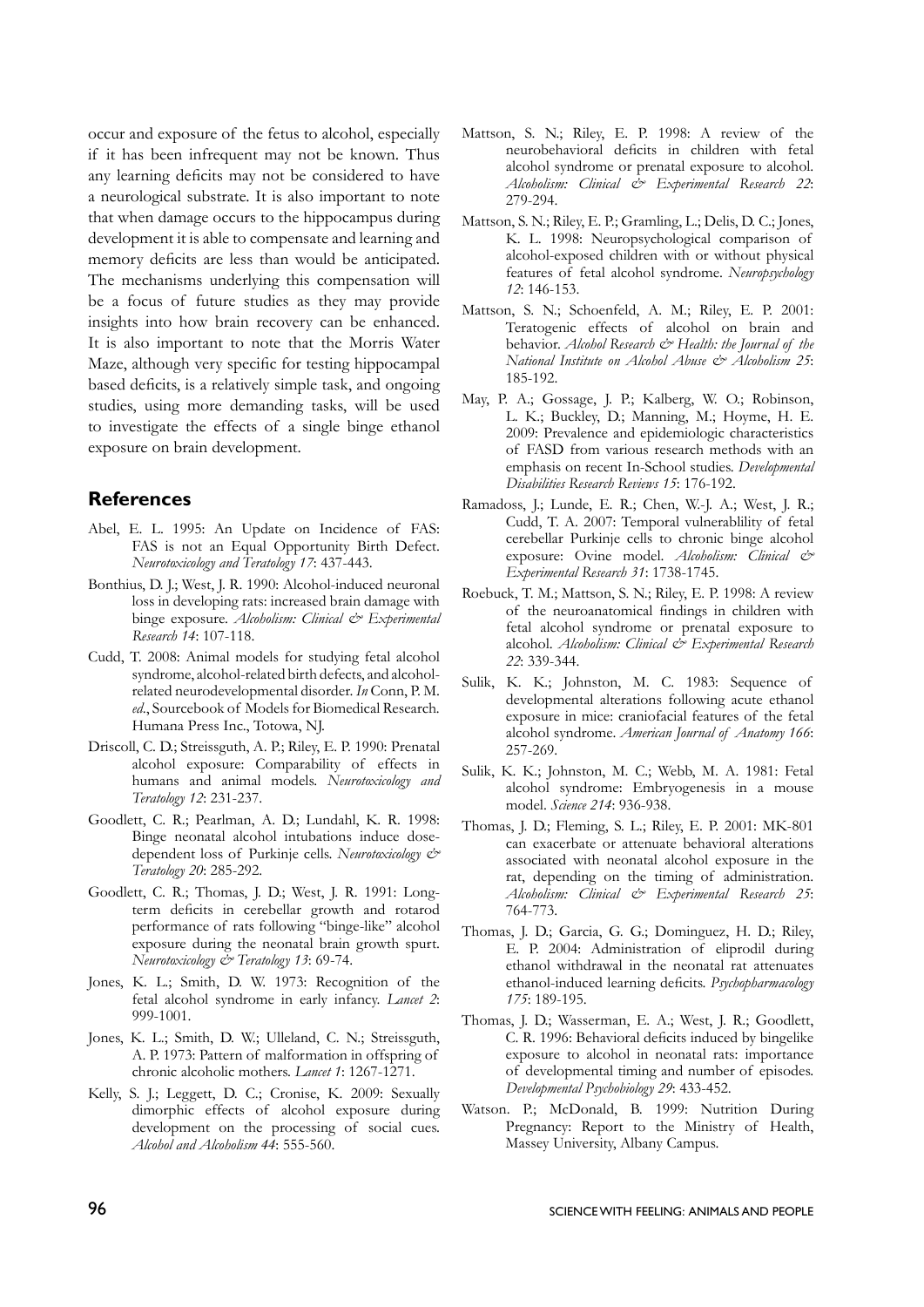occur and exposure of the fetus to alcohol, especially if it has been infrequent may not be known. Thus any learning deficits may not be considered to have a neurological substrate. It is also important to note that when damage occurs to the hippocampus during development it is able to compensate and learning and memory deficits are less than would be anticipated. The mechanisms underlying this compensation will be a focus of future studies as they may provide insights into how brain recovery can be enhanced. It is also important to note that the Morris Water Maze, although very specific for testing hippocampal based deficits, is a relatively simple task, and ongoing studies, using more demanding tasks, will be used to investigate the effects of a single binge ethanol exposure on brain development.

## References

Abel, E. L. 1995: An Update on Incidence of FAS: FAS is not an Equal Opportunity Birth Defect. *Neurotoxicology and Teratology 17*: 437-443.

Bonthius, D. J.; West, J. R. 1990: Alcohol-induced neuronal loss in developing rats: increased brain damage with binge exposure. *Alcoholism: Clinical & Experimental Research 14*: 107-118.

Cudd, T. 2008: Animal models for studying fetal alcohol syndrome, alcohol-related birth defects, and alcohol-related neurodevelopmental disorder. *In* Conn, P. M. *ed*., Sourcebook of Models for Biomedical Research. Humana Press Inc., Totowa, NJ.

Driscoll, C. D.; Streissguth, A. P.; Riley, E. P. 1990: Prenatal alcohol exposure: Comparability of effects in humans and animal models. *Neurotoxicology and Teratology 12*: 231-237.

Goodlett, C. R.; Pearlman, A. D.; Lundahl, K. R. 1998: Binge neonatal alcohol intubations induce dose-dependent loss of Purkinje cells. *Neurotoxicology & Teratology 20*: 285-292.

Goodlett, C. R.; Thomas, J. D.; West, J. R. 1991: Long-term deficits in cerebellar growth and rotarod performance of rats following "binge-like" alcohol exposure during the neonatal brain growth spurt. *Neurotoxicology & Teratology 13*: 69-74.

Jones, K. L.; Smith, D. W. 1973: Recognition of the fetal alcohol syndrome in early infancy. *Lancet 2*: 999-1001.

Jones, K. L.; Smith, D. W.; Ulleland, C. N.; Streissguth, A. P. 1973: Pattern of malformation in offspring of chronic alcoholic mothers. *Lancet 1*: 1267-1271.

Kelly, S. J.; Leggett, D. C.; Cronise, K. 2009: Sexually dimorphic effects of alcohol exposure during development on the processing of social cues. *Alcohol and Alcoholism 44*: 555-560.

Mattson, S. N.; Riley, E. P. 1998: A review of the neurobehavioral deficits in children with fetal alcohol syndrome or prenatal exposure to alcohol. *Alcoholism: Clinical & Experimental Research 22*: 279-294.

Mattson, S. N.; Riley, E. P.; Gramling, L.; Delis, D. C.; Jones, K. L. 1998: Neuropsychological comparison of alcohol-exposed children with or without physical features of fetal alcohol syndrome. *Neuropsychology 12*: 146-153.

Mattson, S. N.; Schoenfeld, A. M.; Riley, E. P. 2001: Teratogenic effects of alcohol on brain and behavior. *Alcohol Research & Health: the Journal of the National Institute on Alcohol Abuse & Alcoholism 25*: 185-192.

May, P. A.; Gossage, J. P.; Kalberg, W. O.; Robinson, L. K.; Buckley, D.; Manning, M.; Hoyme, H. E. 2009: Prevalence and epidemiologic characteristics of FASD from various research methods with an emphasis on recent In-School studies. *Developmental Disabilities Research Reviews 15*: 176-192.

Ramadoss, J.; Lunde, E. R.; Chen, W.-J. A.; West, J. R.; Cudd, T. A. 2007: Temporal vulnerablility of fetal cerebellar Purkinje cells to chronic binge alcohol exposure: Ovine model. *Alcoholism: Clinical & Experimental Research 31*: 1738-1745.

Roebuck, T. M.; Mattson, S. N.; Riley, E. P. 1998: A review of the neuroanatomical findings in children with fetal alcohol syndrome or prenatal exposure to alcohol. *Alcoholism: Clinical & Experimental Research 22*: 339-344.

Sulik, K. K.; Johnston, M. C. 1983: Sequence of developmental alterations following acute ethanol exposure in mice: craniofacial features of the fetal alcohol syndrome. *American Journal of Anatomy 166*: 257-269.

Sulik, K. K.; Johnston, M. C.; Webb, M. A. 1981: Fetal alcohol syndrome: Embryogenesis in a mouse model. *Science 214*: 936-938.

Thomas, J. D.; Fleming, S. L.; Riley, E. P. 2001: MK-801 can exacerbate or attenuate behavioral alterations associated with neonatal alcohol exposure in the rat, depending on the timing of administration. *Alcoholism: Clinical & Experimental Research 25*: 764-773.

Thomas, J. D.; Garcia, G. G.; Dominguez, H. D.; Riley, E. P. 2004: Administration of eliprodil during ethanol withdrawal in the neonatal rat attenuates ethanol-induced learning deficits. *Psychopharmacology 175*: 189-195.

Thomas, J. D.; Wasserman, E. A.; West, J. R.; Goodlett, C. R. 1996: Behavioral deficits induced by bingelike exposure to alcohol in neonatal rats: importance of developmental timing and number of episodes. *Developmental Psychobiology 29*: 433-452.

Watson. P.; McDonald, B. 1999: Nutrition During Pregnancy: Report to the Ministry of Health, Massey University, Albany Campus.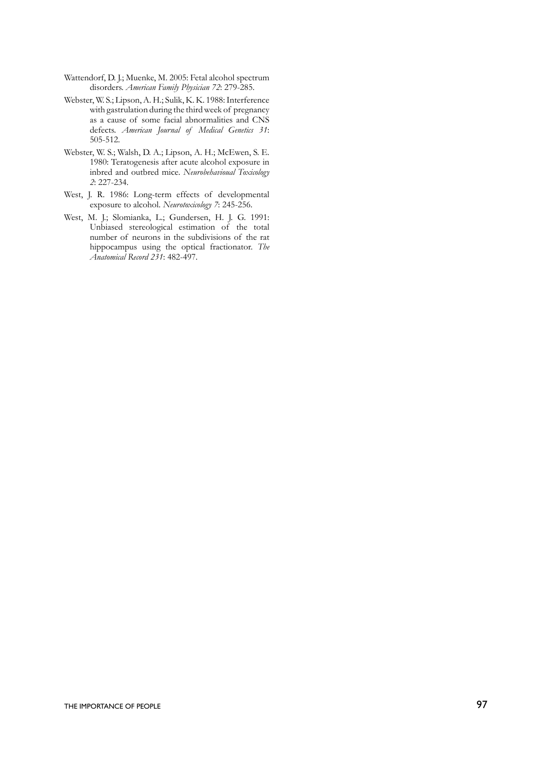Wattendorf, D. J.; Muenke, M. 2005: Fetal alcohol spectrum disorders. *American Family Physician 72*: 279-285.

Webster, W. S.; Lipson, A. H.; Sulik, K. K. 1988: Interference with gastrulation during the third week of pregnancy as a cause of some facial abnormalities and CNS defects. *American Journal of Medical Genetics 31*: 505-512.

Webster, W. S.; Walsh, D. A.; Lipson, A. H.; McEwen, S. E. 1980: Teratogenesis after acute alcohol exposure in inbred and outbred mice. *Neurobehavioual Toxicology 2*: 227-234.

West, J. R. 1986: Long-term effects of developmental exposure to alcohol. *Neurotoxicology 7*: 245-256.

West, M. J.; Slomianka, L.; Gundersen, H. J. G. 1991: Unbiased stereological estimation of the total number of neurons in the subdivisions of the rat hippocampus using the optical fractionator. *The Anatomical Record 231*: 482-497.